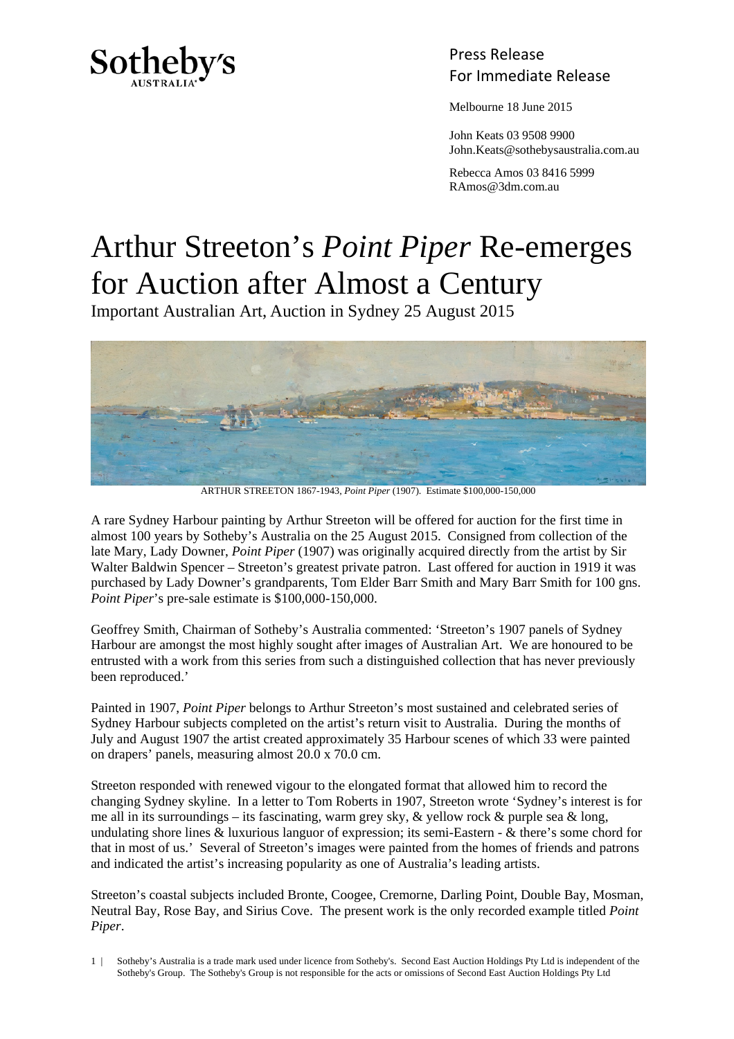Sotheby's
AUSTRALIA

Press Release
For Immediate Release

Melbourne 18 June 2015

John Keats 03 9508 9900
John.Keats@sothebysaustralia.com.au

Rebecca Amos 03 8416 5999
RAmos@3dm.com.au

# Arthur Streeton's *Point Piper* Re-emerges for Auction after Almost a Century

Important Australian Art, Auction in Sydney 25 August 2015

ARTHUR STREETON 1867-1943, *Point Piper* (1907). Estimate $100,000-150,000

A rare Sydney Harbour painting by Arthur Streeton will be offered for auction for the first time in almost 100 years by Sotheby's Australia on the 25 August 2015. Consigned from collection of the late Mary, Lady Downer, *Point Piper* (1907) was originally acquired directly from the artist by Sir Walter Baldwin Spencer – Streeton's greatest private patron. Last offered for auction in 1919 it was purchased by Lady Downer's grandparents, Tom Elder Barr Smith and Mary Barr Smith for 100 gns. *Point Piper*'s pre-sale estimate is $100,000-150,000.

Geoffrey Smith, Chairman of Sotheby's Australia commented: 'Streeton's 1907 panels of Sydney Harbour are amongst the most highly sought after images of Australian Art. We are honoured to be entrusted with a work from this series from such a distinguished collection that has never previously been reproduced.'

Painted in 1907, *Point Piper* belongs to Arthur Streeton's most sustained and celebrated series of Sydney Harbour subjects completed on the artist's return visit to Australia. During the months of July and August 1907 the artist created approximately 35 Harbour scenes of which 33 were painted on drapers' panels, measuring almost 20.0 x 70.0 cm.

Streeton responded with renewed vigour to the elongated format that allowed him to record the changing Sydney skyline. In a letter to Tom Roberts in 1907, Streeton wrote 'Sydney's interest is for me all in its surroundings – its fascinating, warm grey sky, & yellow rock & purple sea & long, undulating shore lines & luxurious languor of expression; its semi-Eastern - & there's some chord for that in most of us.' Several of Streeton's images were painted from the homes of friends and patrons and indicated the artist's increasing popularity as one of Australia's leading artists.

Streeton's coastal subjects included Bronte, Coogee, Cremorne, Darling Point, Double Bay, Mosman, Neutral Bay, Rose Bay, and Sirius Cove. The present work is the only recorded example titled *Point Piper*.

Sotheby's Australia is a trade mark used under licence from Sotheby's. Second East Auction Holdings Pty Ltd is independent of the Sotheby's Group. The Sotheby's Group is not responsible for the acts or omissions of Second East Auction Holdings Pty Ltd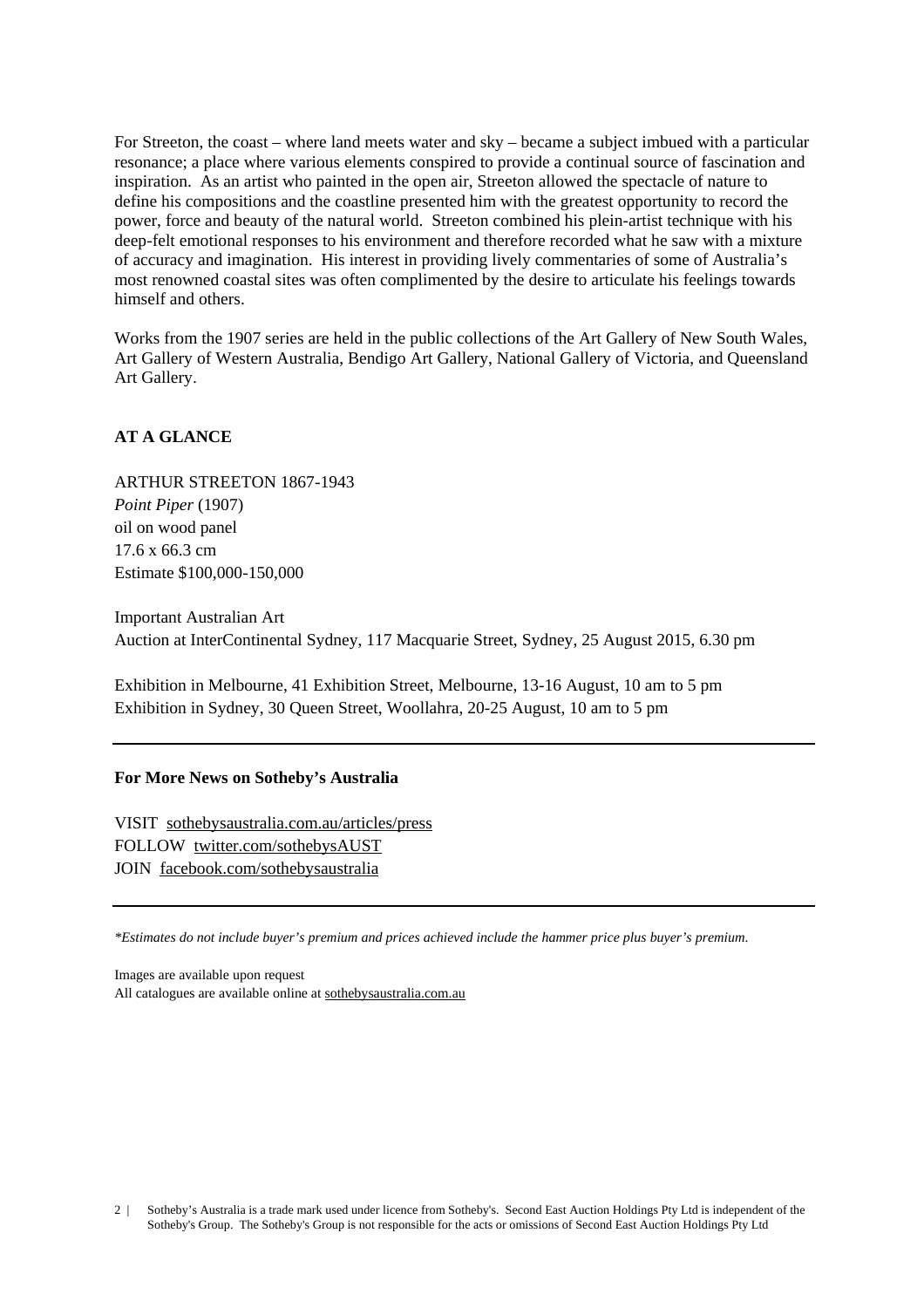For Streeton, the coast – where land meets water and sky – became a subject imbued with a particular resonance; a place where various elements conspired to provide a continual source of fascination and inspiration. As an artist who painted in the open air, Streeton allowed the spectacle of nature to define his compositions and the coastline presented him with the greatest opportunity to record the power, force and beauty of the natural world. Streeton combined his plein-artist technique with his deep-felt emotional responses to his environment and therefore recorded what he saw with a mixture of accuracy and imagination. His interest in providing lively commentaries of some of Australia's most renowned coastal sites was often complimented by the desire to articulate his feelings towards himself and others.

Works from the 1907 series are held in the public collections of the Art Gallery of New South Wales, Art Gallery of Western Australia, Bendigo Art Gallery, National Gallery of Victoria, and Queensland Art Gallery.

**AT A GLANCE**

ARTHUR STREETON 1867-1943
*Point Piper* (1907)
oil on wood panel
17.6 x 66.3 cm
Estimate $100,000-150,000

Important Australian Art
Auction at InterContinental Sydney, 117 Macquarie Street, Sydney, 25 August 2015, 6.30 pm

Exhibition in Melbourne, 41 Exhibition Street, Melbourne, 13-16 August, 10 am to 5 pm
Exhibition in Sydney, 30 Queen Street, Woollahra, 20-25 August, 10 am to 5 pm

---

**For More News on Sotheby's Australia**

VISIT sothebysaustralia.com.au/articles/press
FOLLOW twitter.com/sothebysAUST
JOIN facebook.com/sothebysaustralia

---

*\*Estimates do not include buyer's premium and prices achieved include the hammer price plus buyer's premium.*

Images are available upon request
All catalogues are available online at sothebysaustralia.com.au

Sotheby's Australia is a trade mark used under licence from Sotheby's. Second East Auction Holdings Pty Ltd is independent of the Sotheby's Group. The Sotheby's Group is not responsible for the acts or omissions of Second East Auction Holdings Pty Ltd